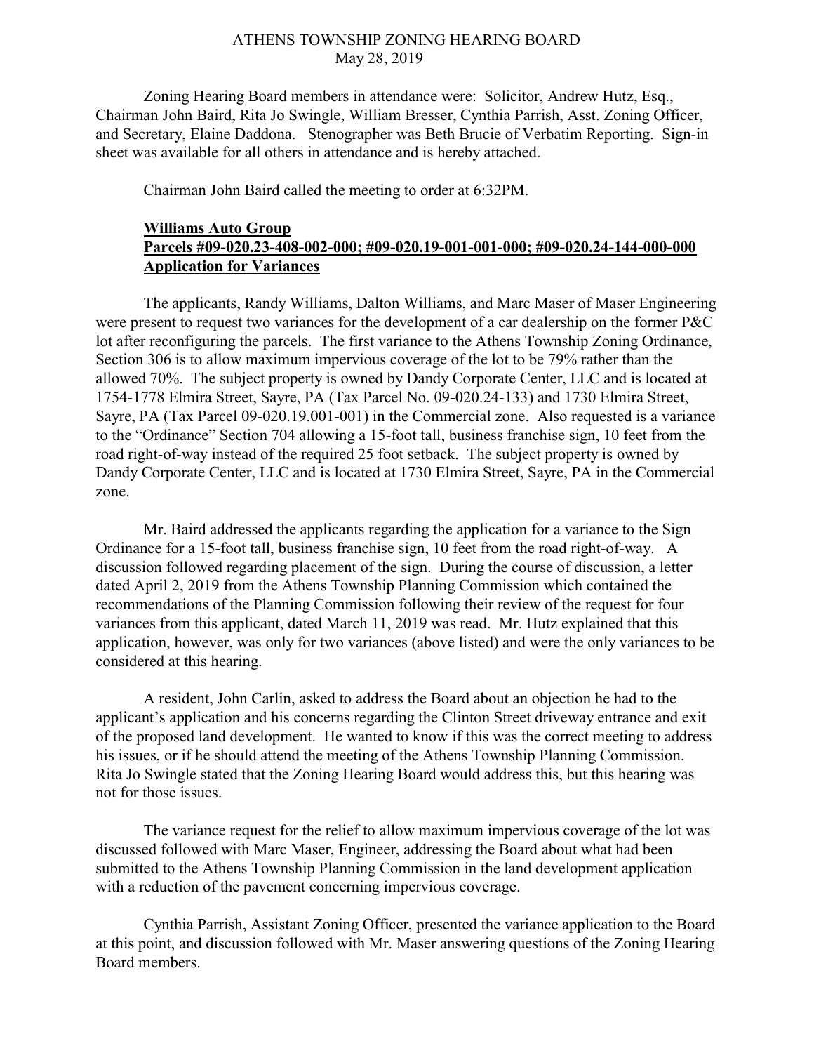# ATHENS TOWNSHIP ZONING HEARING BOARD
May 28, 2019

Zoning Hearing Board members in attendance were: Solicitor, Andrew Hutz, Esq., Chairman John Baird, Rita Jo Swingle, William Bresser, Cynthia Parrish, Asst. Zoning Officer, and Secretary, Elaine Daddona. Stenographer was Beth Brucie of Verbatim Reporting. Sign-in sheet was available for all others in attendance and is hereby attached.

Chairman John Baird called the meeting to order at 6:32PM.

**Williams Auto Group**
**Parcels #09-020.23-408-002-000; #09-020.19-001-001-000; #09-020.24-144-000-000**
**Application for Variances**

The applicants, Randy Williams, Dalton Williams, and Marc Maser of Maser Engineering were present to request two variances for the development of a car dealership on the former P&C lot after reconfiguring the parcels. The first variance to the Athens Township Zoning Ordinance, Section 306 is to allow maximum impervious coverage of the lot to be 79% rather than the allowed 70%. The subject property is owned by Dandy Corporate Center, LLC and is located at 1754-1778 Elmira Street, Sayre, PA (Tax Parcel No. 09-020.24-133) and 1730 Elmira Street, Sayre, PA (Tax Parcel 09-020.19.001-001) in the Commercial zone. Also requested is a variance to the "Ordinance" Section 704 allowing a 15-foot tall, business franchise sign, 10 feet from the road right-of-way instead of the required 25 foot setback. The subject property is owned by Dandy Corporate Center, LLC and is located at 1730 Elmira Street, Sayre, PA in the Commercial zone.

Mr. Baird addressed the applicants regarding the application for a variance to the Sign Ordinance for a 15-foot tall, business franchise sign, 10 feet from the road right-of-way. A discussion followed regarding placement of the sign. During the course of discussion, a letter dated April 2, 2019 from the Athens Township Planning Commission which contained the recommendations of the Planning Commission following their review of the request for four variances from this applicant, dated March 11, 2019 was read. Mr. Hutz explained that this application, however, was only for two variances (above listed) and were the only variances to be considered at this hearing.

A resident, John Carlin, asked to address the Board about an objection he had to the applicant's application and his concerns regarding the Clinton Street driveway entrance and exit of the proposed land development. He wanted to know if this was the correct meeting to address his issues, or if he should attend the meeting of the Athens Township Planning Commission. Rita Jo Swingle stated that the Zoning Hearing Board would address this, but this hearing was not for those issues.

The variance request for the relief to allow maximum impervious coverage of the lot was discussed followed with Marc Maser, Engineer, addressing the Board about what had been submitted to the Athens Township Planning Commission in the land development application with a reduction of the pavement concerning impervious coverage.

Cynthia Parrish, Assistant Zoning Officer, presented the variance application to the Board at this point, and discussion followed with Mr. Maser answering questions of the Zoning Hearing Board members.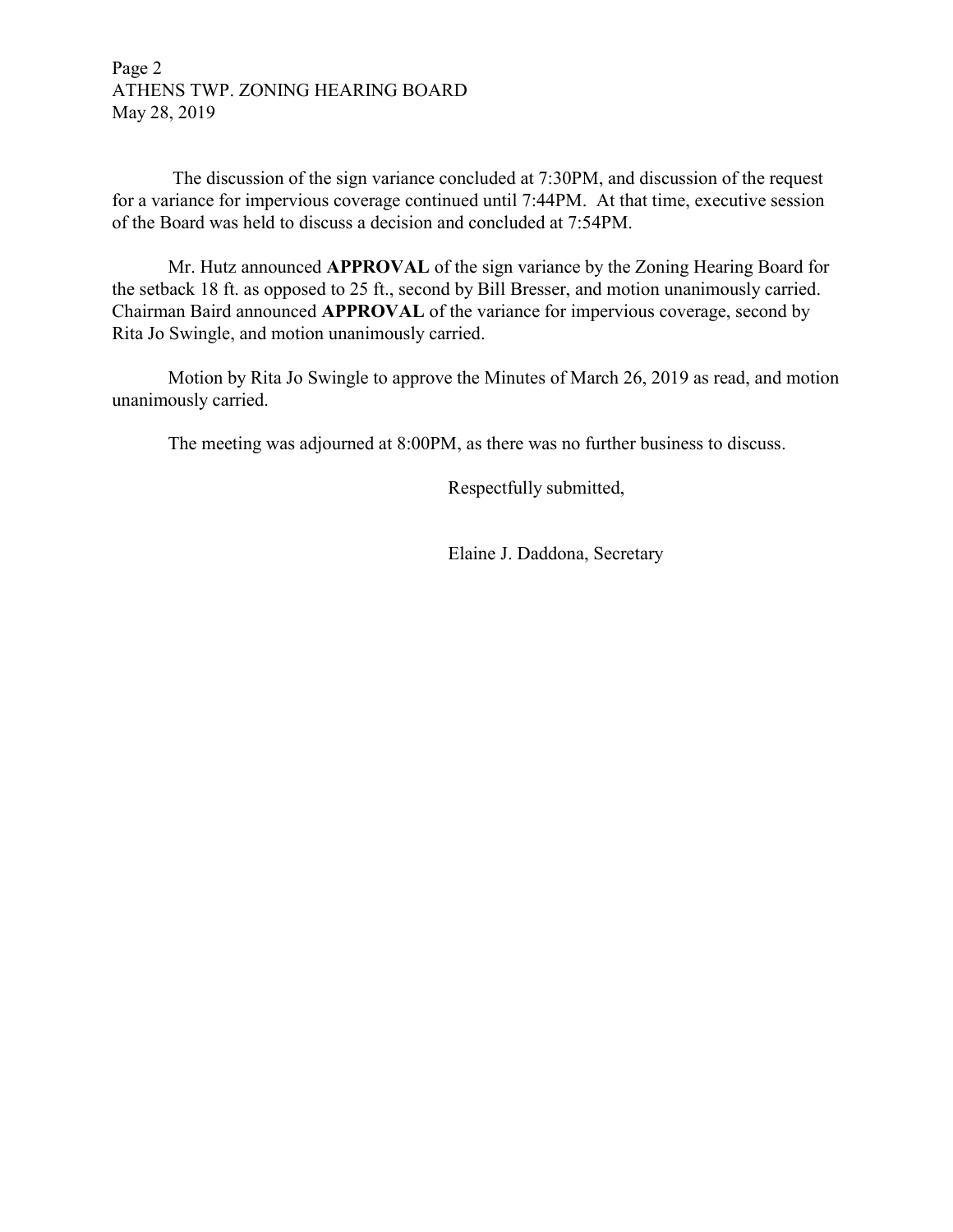The discussion of the sign variance concluded at 7:30PM, and discussion of the request for a variance for impervious coverage continued until 7:44PM. At that time, executive session of the Board was held to discuss a decision and concluded at 7:54PM.

Mr. Hutz announced **APPROVAL** of the sign variance by the Zoning Hearing Board for the setback 18 ft. as opposed to 25 ft., second by Bill Bresser, and motion unanimously carried. Chairman Baird announced **APPROVAL** of the variance for impervious coverage, second by Rita Jo Swingle, and motion unanimously carried.

Motion by Rita Jo Swingle to approve the Minutes of March 26, 2019 as read, and motion unanimously carried.

The meeting was adjourned at 8:00PM, as there was no further business to discuss.

Respectfully submitted,

Elaine J. Daddona, Secretary